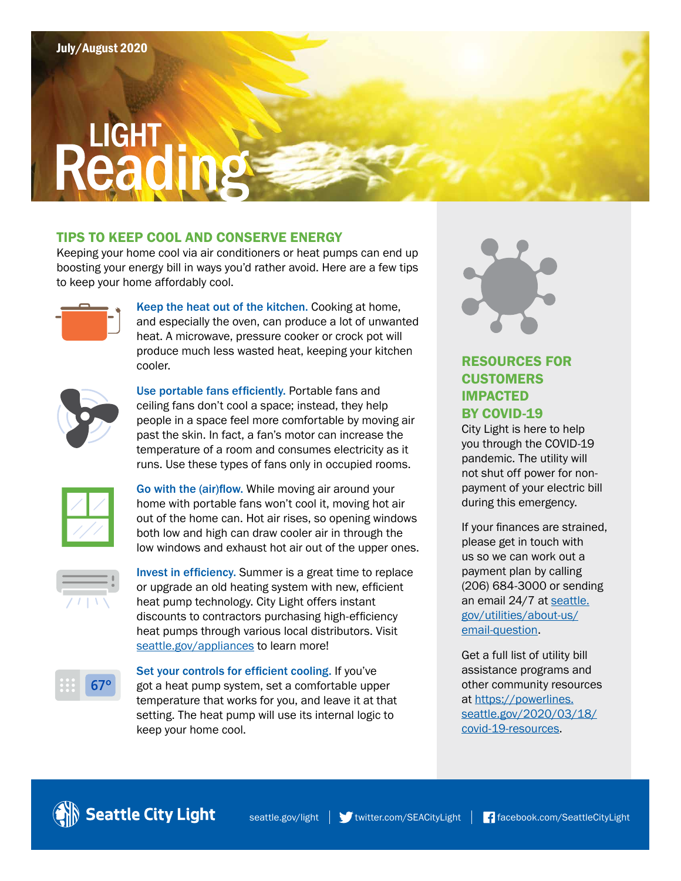July/August 2020

# LIGHT Reading

## TIPS TO KEEP COOL AND CONSERVE ENERGY

Keeping your home cool via air conditioners or heat pumps can end up boosting your energy bill in ways you'd rather avoid. Here are a few tips to keep your home affordably cool.

**Keep the heat out of the kitchen.** Cooking at home, and especially the oven, can produce a lot of unwanted heat. A microwave, pressure cooker or crock pot will produce much less wasted heat, keeping your kitchen cooler.

**Use portable fans efficiently.** Portable fans and ceiling fans don't cool a space; instead, they help people in a space feel more comfortable by moving air past the skin. In fact, a fan's motor can increase the temperature of a room and consumes electricity as it runs. Use these types of fans only in occupied rooms.

**Go with the (air)flow.** While moving air around your home with portable fans won't cool it, moving hot air out of the home can. Hot air rises, so opening windows both low and high can draw cooler air in through the low windows and exhaust hot air out of the upper ones.

**Invest in efficiency.** Summer is a great time to replace or upgrade an old heating system with new, efficient heat pump technology. City Light offers instant discounts to contractors purchasing high-efficiency heat pumps through various local distributors. Visit seattle.gov/appliances to learn more!

**Set your controls for efficient cooling.** If you've got a heat pump system, set a comfortable upper temperature that works for you, and leave it at that setting. The heat pump will use its internal logic to keep your home cool.

## RESOURCES FOR CUSTOMERS IMPACTED BY COVID-19

City Light is here to help you through the COVID-19 pandemic. The utility will not shut off power for non-payment of your electric bill during this emergency.

If your finances are strained, please get in touch with us so we can work out a payment plan by calling (206) 684-3000 or sending an email 24/7 at seattle.gov/utilities/about-us/email-question.

Get a full list of utility bill assistance programs and other community resources at https://powerlines.seattle.gov/2020/03/18/covid-19-resources.

Seattle City Light | seattle.gov/light | twitter.com/SEACityLight | facebook.com/SeattleCityLight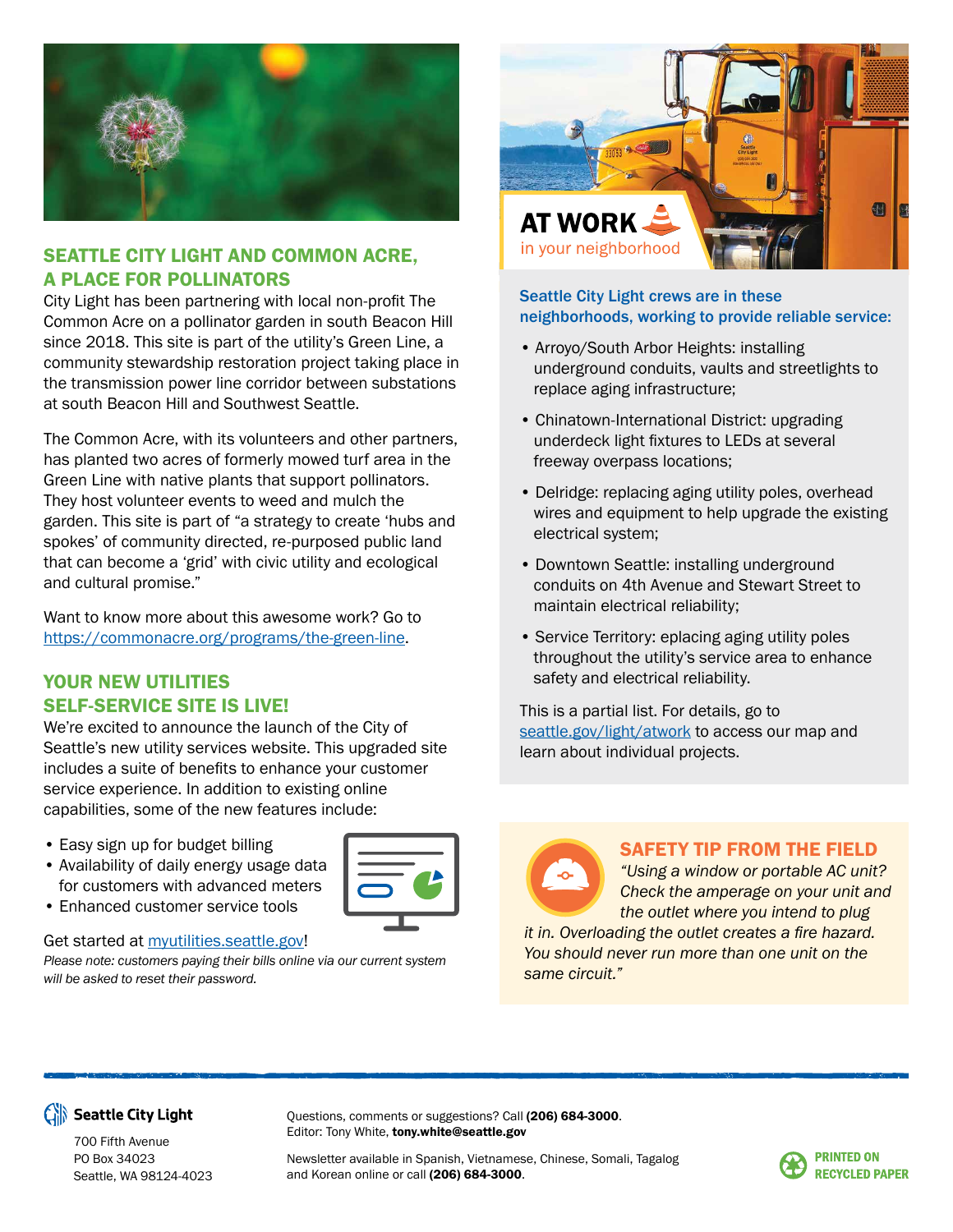## SEATTLE CITY LIGHT AND COMMON ACRE, A PLACE FOR POLLINATORS

City Light has been partnering with local non-profit The Common Acre on a pollinator garden in south Beacon Hill since 2018. This site is part of the utility's Green Line, a community stewardship restoration project taking place in the transmission power line corridor between substations at south Beacon Hill and Southwest Seattle.

The Common Acre, with its volunteers and other partners, has planted two acres of formerly mowed turf area in the Green Line with native plants that support pollinators. They host volunteer events to weed and mulch the garden. This site is part of "a strategy to create 'hubs and spokes' of community directed, re-purposed public land that can become a 'grid' with civic utility and ecological and cultural promise."

Want to know more about this awesome work? Go to https://commonacre.org/programs/the-green-line.

## YOUR NEW UTILITIES SELF-SERVICE SITE IS LIVE!

We're excited to announce the launch of the City of Seattle's new utility services website. This upgraded site includes a suite of benefits to enhance your customer service experience. In addition to existing online capabilities, some of the new features include:

- Easy sign up for budget billing
- Availability of daily energy usage data for customers with advanced meters
- Enhanced customer service tools

Get started at myutilities.seattle.gov!

*Please note: customers paying their bills online via our current system will be asked to reset their password.*

## AT WORK in your neighborhood

### Seattle City Light crews are in these neighborhoods, working to provide reliable service:

- Arroyo/South Arbor Heights: installing underground conduits, vaults and streetlights to replace aging infrastructure;
- Chinatown-International District: upgrading underdeck light fixtures to LEDs at several freeway overpass locations;
- Delridge: replacing aging utility poles, overhead wires and equipment to help upgrade the existing electrical system;
- Downtown Seattle: installing underground conduits on 4th Avenue and Stewart Street to maintain electrical reliability;
- Service Territory: eplacing aging utility poles throughout the utility's service area to enhance safety and electrical reliability.

This is a partial list. For details, go to seattle.gov/light/atwork to access our map and learn about individual projects.

## SAFETY TIP FROM THE FIELD

*"Using a window or portable AC unit? Check the amperage on your unit and the outlet where you intend to plug it in. Overloading the outlet creates a fire hazard. You should never run more than one unit on the same circuit."*

---

**Seattle City Light**

700 Fifth Avenue
PO Box 34023
Seattle, WA 98124-4023

Questions, comments or suggestions? Call **(206) 684-3000**.
Editor: Tony White, **tony.white@seattle.gov**

Newsletter available in Spanish, Vietnamese, Chinese, Somali, Tagalog and Korean online or call **(206) 684-3000**.

PRINTED ON RECYCLED PAPER